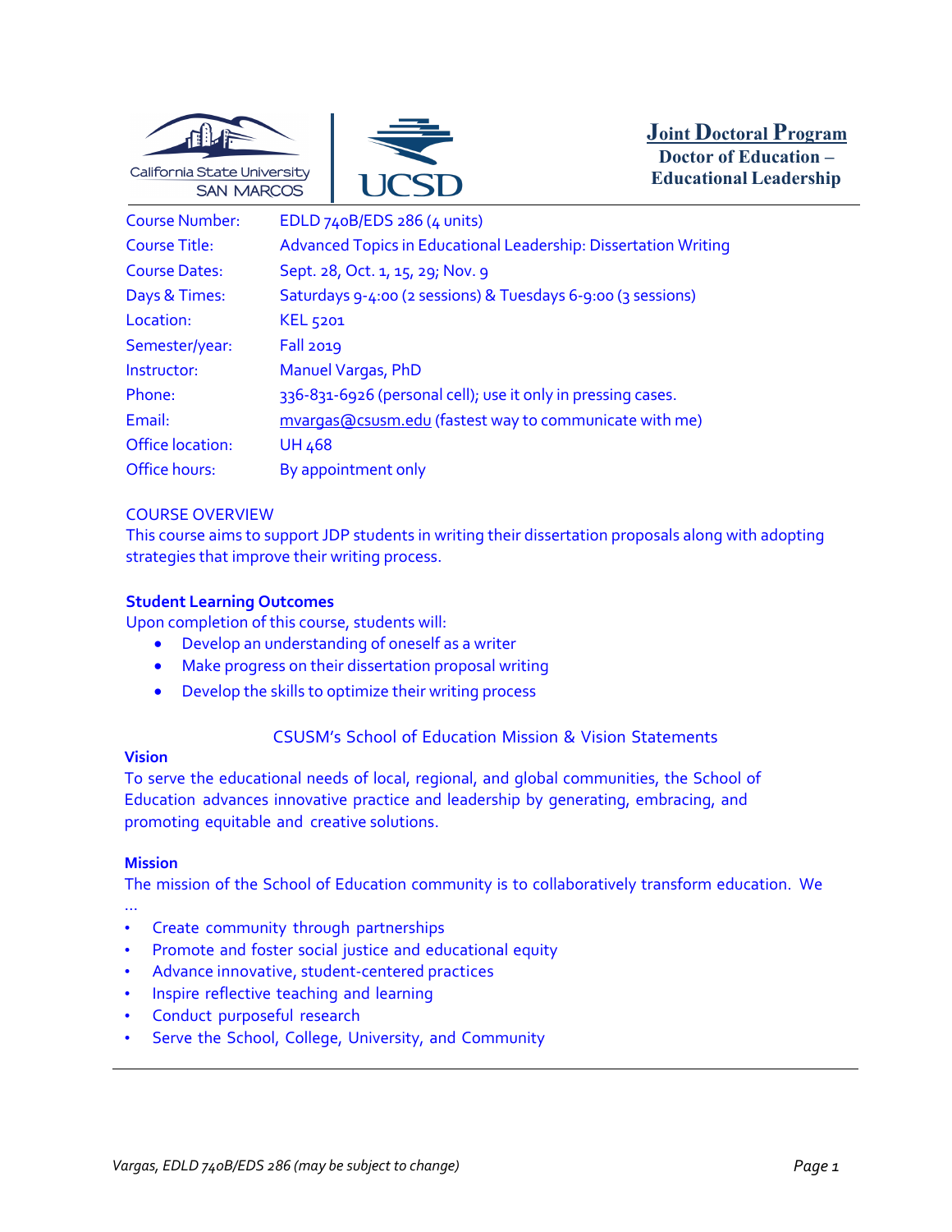# Joint Doctoral Program
## Doctor of Education – Educational Leadership

| | |
|---|---|
| Course Number: | EDLD 740B/EDS 286 (4 units) |
| Course Title: | Advanced Topics in Educational Leadership: Dissertation Writing |
| Course Dates: | Sept. 28, Oct. 1, 15, 29; Nov. 9 |
| Days & Times: | Saturdays 9-4:00 (2 sessions) & Tuesdays 6-9:00 (3 sessions) |
| Location: | KEL 5201 |
| Semester/year: | Fall 2019 |
| Instructor: | Manuel Vargas, PhD |
| Phone: | 336-831-6926 (personal cell); use it only in pressing cases. |
| Email: | mvargas@csusm.edu (fastest way to communicate with me) |
| Office location: | UH 468 |
| Office hours: | By appointment only |

## COURSE OVERVIEW

This course aims to support JDP students in writing their dissertation proposals along with adopting strategies that improve their writing process.

**Student Learning Outcomes**

Upon completion of this course, students will:

- Develop an understanding of oneself as a writer
- Make progress on their dissertation proposal writing
- Develop the skills to optimize their writing process

## CSUSM's School of Education Mission & Vision Statements

**Vision**

To serve the educational needs of local, regional, and global communities, the School of Education advances innovative practice and leadership by generating, embracing, and promoting equitable and creative solutions.

**Mission**

The mission of the School of Education community is to collaboratively transform education. We …

- Create community through partnerships
- Promote and foster social justice and educational equity
- Advance innovative, student-centered practices
- Inspire reflective teaching and learning
- Conduct purposeful research
- Serve the School, College, University, and Community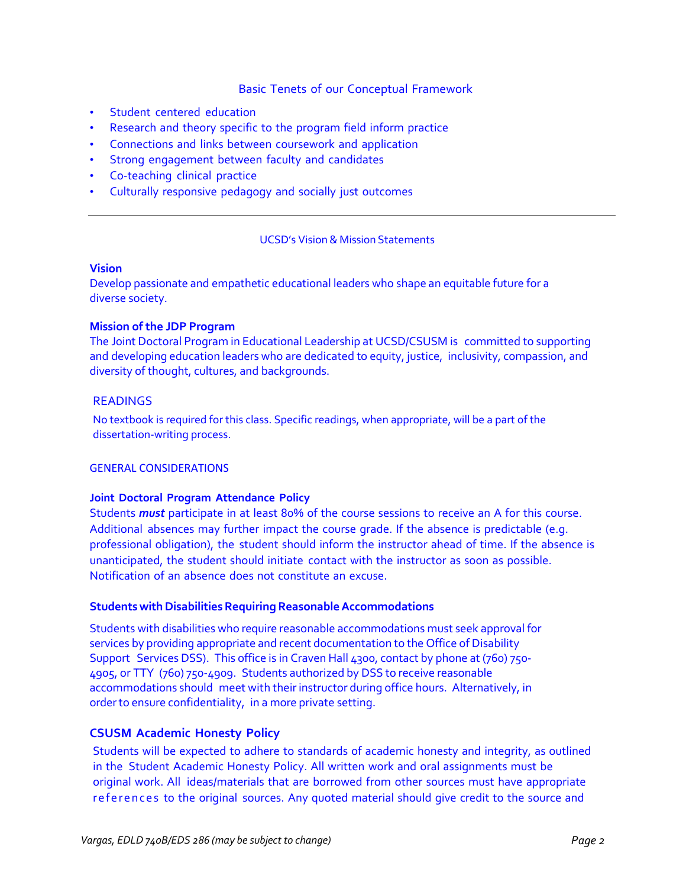## Basic Tenets of our Conceptual Framework

- Student centered education
- Research and theory specific to the program field inform practice
- Connections and links between coursework and application
- Strong engagement between faculty and candidates
- Co-teaching clinical practice
- Culturally responsive pedagogy and socially just outcomes

---

## UCSD's Vision & Mission Statements

**Vision**

Develop passionate and empathetic educational leaders who shape an equitable future for a diverse society.

**Mission of the JDP Program**

The Joint Doctoral Program in Educational Leadership at UCSD/CSUSM is committed to supporting and developing education leaders who are dedicated to equity, justice, inclusivity, compassion, and diversity of thought, cultures, and backgrounds.

## READINGS

No textbook is required for this class. Specific readings, when appropriate, will be a part of the dissertation-writing process.

## GENERAL CONSIDERATIONS

**Joint Doctoral Program Attendance Policy**

Students ***must*** participate in at least 80% of the course sessions to receive an A for this course. Additional absences may further impact the course grade. If the absence is predictable (e.g. professional obligation), the student should inform the instructor ahead of time. If the absence is unanticipated, the student should initiate contact with the instructor as soon as possible. Notification of an absence does not constitute an excuse.

**Students with Disabilities Requiring Reasonable Accommodations**

Students with disabilities who require reasonable accommodations must seek approval for services by providing appropriate and recent documentation to the Office of Disability Support Services DSS). This office is in Craven Hall 4300, contact by phone at (760) 750-4905, or TTY (760) 750-4909. Students authorized by DSS to receive reasonable accommodations should meet with their instructor during office hours. Alternatively, in order to ensure confidentiality, in a more private setting.

**CSUSM Academic Honesty Policy**

Students will be expected to adhere to standards of academic honesty and integrity, as outlined in the Student Academic Honesty Policy. All written work and oral assignments must be original work. All ideas/materials that are borrowed from other sources must have appropriate references to the original sources. Any quoted material should give credit to the source and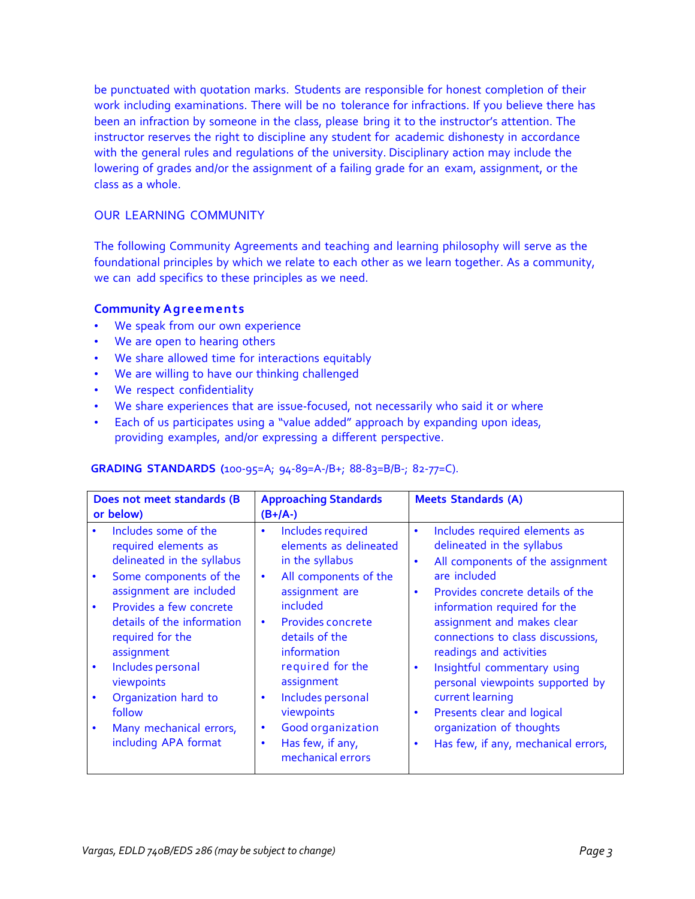be punctuated with quotation marks. Students are responsible for honest completion of their work including examinations. There will be no tolerance for infractions. If you believe there has been an infraction by someone in the class, please bring it to the instructor's attention. The instructor reserves the right to discipline any student for academic dishonesty in accordance with the general rules and regulations of the university. Disciplinary action may include the lowering of grades and/or the assignment of a failing grade for an exam, assignment, or the class as a whole.

## OUR LEARNING COMMUNITY

The following Community Agreements and teaching and learning philosophy will serve as the foundational principles by which we relate to each other as we learn together. As a community, we can add specifics to these principles as we need.

### Community Agreements

- We speak from our own experience
- We are open to hearing others
- We share allowed time for interactions equitably
- We are willing to have our thinking challenged
- We respect confidentiality
- We share experiences that are issue-focused, not necessarily who said it or where
- Each of us participates using a "value added" approach by expanding upon ideas, providing examples, and/or expressing a different perspective.

**GRADING STANDARDS** (100-95=A; 94-89=A-/B+; 88-83=B/B-; 82-77=C).

| Does not meet standards (B or below) | Approaching Standards (B+/A-) | Meets Standards (A) |
|---|---|---|
| • Includes some of the required elements as delineated in the syllabus<br>• Some components of the assignment are included<br>• Provides a few concrete details of the information required for the assignment<br>• Includes personal viewpoints<br>• Organization hard to follow<br>• Many mechanical errors, including APA format | • Includes required elements as delineated in the syllabus<br>• All components of the assignment are included<br>• Provides concrete details of the information required for the assignment<br>• Includes personal viewpoints<br>• Good organization<br>• Has few, if any, mechanical errors | • Includes required elements as delineated in the syllabus<br>• All components of the assignment are included<br>• Provides concrete details of the information required for the assignment and makes clear connections to class discussions, readings and activities<br>• Insightful commentary using personal viewpoints supported by current learning<br>• Presents clear and logical organization of thoughts<br>• Has few, if any, mechanical errors, |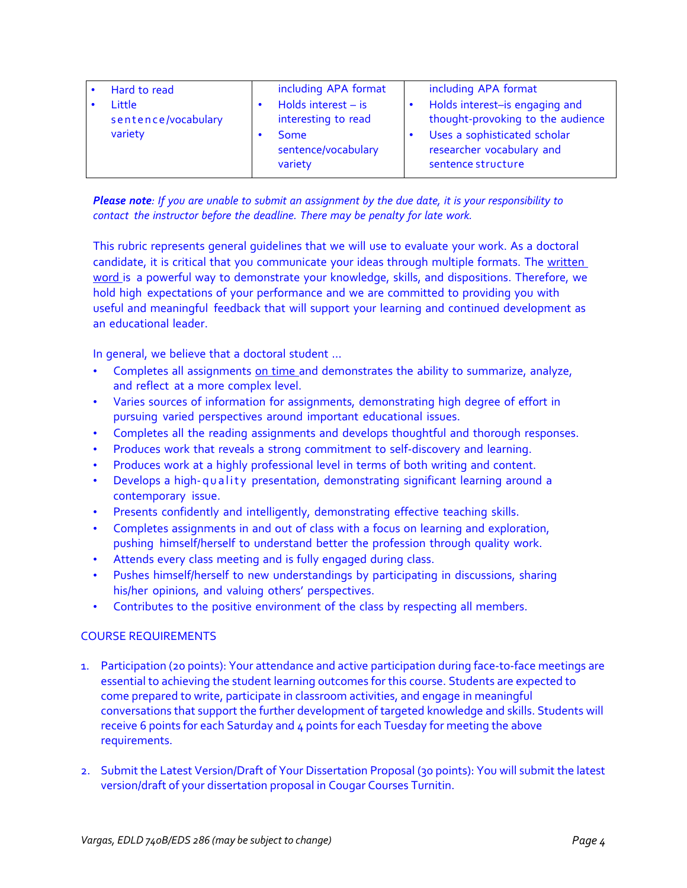| | | |
|---|---|---|
| • Hard to read<br>• Little sentence/vocabulary variety | including APA format<br>• Holds interest – is interesting to read<br>• Some sentence/vocabulary variety | including APA format<br>• Holds interest–is engaging and thought-provoking to the audience<br>• Uses a sophisticated scholar researcher vocabulary and sentence structure |

***Please note**: If you are unable to submit an assignment by the due date, it is your responsibility to contact the instructor before the deadline. There may be penalty for late work.*

This rubric represents general guidelines that we will use to evaluate your work. As a doctoral candidate, it is critical that you communicate your ideas through multiple formats. The written word is a powerful way to demonstrate your knowledge, skills, and dispositions. Therefore, we hold high expectations of your performance and we are committed to providing you with useful and meaningful feedback that will support your learning and continued development as an educational leader.

In general, we believe that a doctoral student …

- Completes all assignments on time and demonstrates the ability to summarize, analyze, and reflect at a more complex level.
- Varies sources of information for assignments, demonstrating high degree of effort in pursuing varied perspectives around important educational issues.
- Completes all the reading assignments and develops thoughtful and thorough responses.
- Produces work that reveals a strong commitment to self-discovery and learning.
- Produces work at a highly professional level in terms of both writing and content.
- Develops a high-quality presentation, demonstrating significant learning around a contemporary issue.
- Presents confidently and intelligently, demonstrating effective teaching skills.
- Completes assignments in and out of class with a focus on learning and exploration, pushing himself/herself to understand better the profession through quality work.
- Attends every class meeting and is fully engaged during class.
- Pushes himself/herself to new understandings by participating in discussions, sharing his/her opinions, and valuing others' perspectives.
- Contributes to the positive environment of the class by respecting all members.

## COURSE REQUIREMENTS

1. Participation (20 points): Your attendance and active participation during face-to-face meetings are essential to achieving the student learning outcomes for this course. Students are expected to come prepared to write, participate in classroom activities, and engage in meaningful conversations that support the further development of targeted knowledge and skills. Students will receive 6 points for each Saturday and 4 points for each Tuesday for meeting the above requirements.

2. Submit the Latest Version/Draft of Your Dissertation Proposal (30 points): You will submit the latest version/draft of your dissertation proposal in Cougar Courses Turnitin.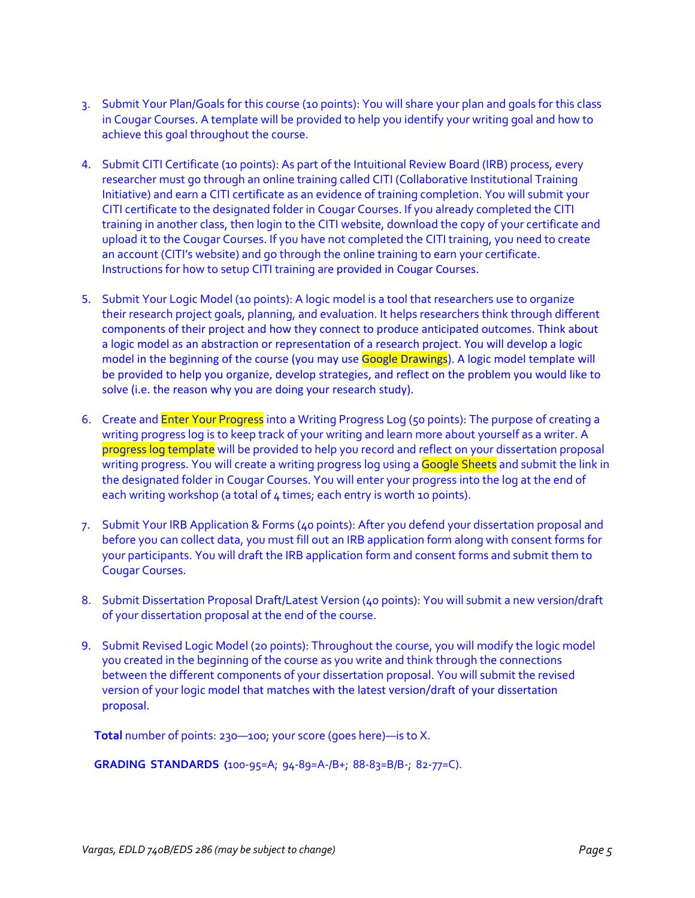3. Submit Your Plan/Goals for this course (10 points): You will share your plan and goals for this class in Cougar Courses. A template will be provided to help you identify your writing goal and how to achieve this goal throughout the course.

4. Submit CITI Certificate (10 points): As part of the Intuitional Review Board (IRB) process, every researcher must go through an online training called CITI (Collaborative Institutional Training Initiative) and earn a CITI certificate as an evidence of training completion. You will submit your CITI certificate to the designated folder in Cougar Courses. If you already completed the CITI training in another class, then login to the CITI website, download the copy of your certificate and upload it to the Cougar Courses. If you have not completed the CITI training, you need to create an account (CITI's website) and go through the online training to earn your certificate. Instructions for how to setup CITI training are provided in Cougar Courses.

5. Submit Your Logic Model (10 points): A logic model is a tool that researchers use to organize their research project goals, planning, and evaluation. It helps researchers think through different components of their project and how they connect to produce anticipated outcomes. Think about a logic model as an abstraction or representation of a research project. You will develop a logic model in the beginning of the course (you may use Google Drawings). A logic model template will be provided to help you organize, develop strategies, and reflect on the problem you would like to solve (i.e. the reason why you are doing your research study).

6. Create and Enter Your Progress into a Writing Progress Log (50 points): The purpose of creating a writing progress log is to keep track of your writing and learn more about yourself as a writer. A progress log template will be provided to help you record and reflect on your dissertation proposal writing progress. You will create a writing progress log using a Google Sheets and submit the link in the designated folder in Cougar Courses. You will enter your progress into the log at the end of each writing workshop (a total of 4 times; each entry is worth 10 points).

7. Submit Your IRB Application & Forms (40 points): After you defend your dissertation proposal and before you can collect data, you must fill out an IRB application form along with consent forms for your participants. You will draft the IRB application form and consent forms and submit them to Cougar Courses.

8. Submit Dissertation Proposal Draft/Latest Version (40 points): You will submit a new version/draft of your dissertation proposal at the end of the course.

9. Submit Revised Logic Model (20 points): Throughout the course, you will modify the logic model you created in the beginning of the course as you write and think through the connections between the different components of your dissertation proposal. You will submit the revised version of your logic model that matches with the latest version/draft of your dissertation proposal.

**Total** number of points: 230—100; your score (goes here)—is to X.

**GRADING STANDARDS** (100-95=A; 94-89=A-/B+; 88-83=B/B-; 82-77=C).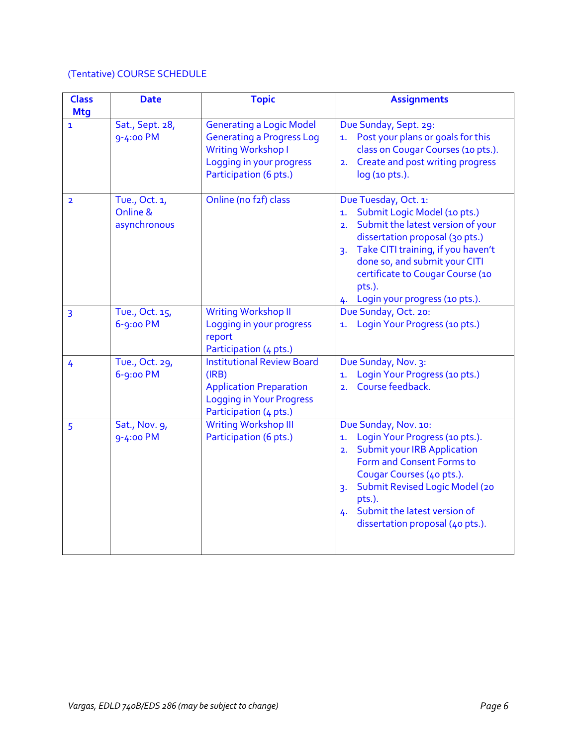(Tentative) COURSE SCHEDULE

| Class Mtg | Date | Topic | Assignments |
|---|---|---|---|
| 1 | Sat., Sept. 28, 9-4:00 PM | Generating a Logic Model<br>Generating a Progress Log<br>Writing Workshop I<br>Logging in your progress<br>Participation (6 pts.) | Due Sunday, Sept. 29:<br>1. Post your plans or goals for this class on Cougar Courses (10 pts.).<br>2. Create and post writing progress log (10 pts.). |
| 2 | Tue., Oct. 1, Online & asynchronous | Online (no f2f) class | Due Tuesday, Oct. 1:<br>1. Submit Logic Model (10 pts.)<br>2. Submit the latest version of your dissertation proposal (30 pts.)<br>3. Take CITI training, if you haven't done so, and submit your CITI certificate to Cougar Course (10 pts.).<br>4. Login your progress (10 pts.). |
| 3 | Tue., Oct. 15, 6-9:00 PM | Writing Workshop II<br>Logging in your progress report<br>Participation (4 pts.) | Due Sunday, Oct. 20:<br>1. Login Your Progress (10 pts.) |
| 4 | Tue., Oct. 29, 6-9:00 PM | Institutional Review Board (IRB)<br>Application Preparation<br>Logging in Your Progress<br>Participation (4 pts.) | Due Sunday, Nov. 3:<br>1. Login Your Progress (10 pts.)<br>2. Course feedback. |
| 5 | Sat., Nov. 9, 9-4:00 PM | Writing Workshop III<br>Participation (6 pts.) | Due Sunday, Nov. 10:<br>1. Login Your Progress (10 pts.).<br>2. Submit your IRB Application Form and Consent Forms to Cougar Courses (40 pts.).<br>3. Submit Revised Logic Model (20 pts.).<br>4. Submit the latest version of dissertation proposal (40 pts.). |